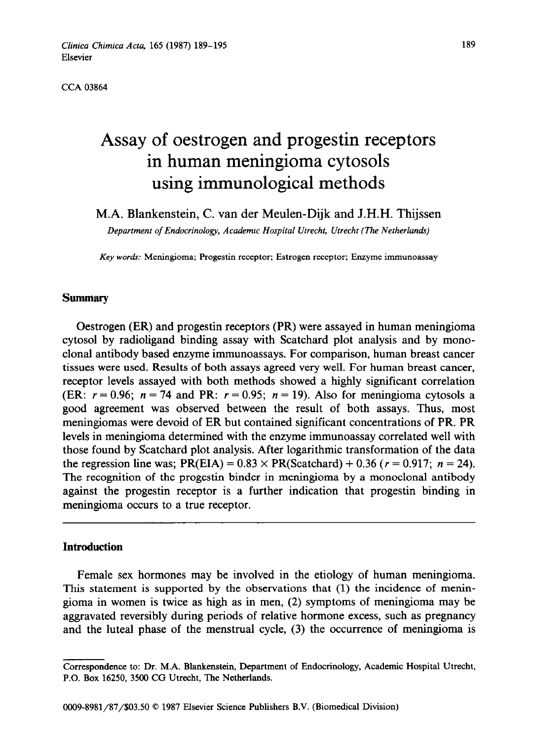CCA 03864

# Assay of oestrogen and progestin receptors in human meningioma cytosols using immunological methods

M.A. Blankenstein, C. van der Meulen-Dijk and J.H.H. Thijssen

*Department of Endocrinology, Academic Hospital Utrecht, Utrecht (The Netherlands)*

*Key words:* Meningioma; Progestin receptor; Estrogen receptor; Enzyme immunoassay

## Summary

Oestrogen (ER) and progestin receptors (PR) were assayed in human meningioma cytosol by radioligand binding assay with Scatchard plot analysis and by monoclonal antibody based enzyme immunoassays. For comparison, human breast cancer tissues were used. Results of both assays agreed very well. For human breast cancer, receptor levels assayed with both methods showed a highly significant correlation (ER: $r = 0.96$; $n = 74$ and PR: $r = 0.95$; $n = 19$). Also for meningioma cytosols a good agreement was observed between the result of both assays. Thus, most meningiomas were devoid of ER but contained significant concentrations of PR. PR levels in meningioma determined with the enzyme immunoassay correlated well with those found by Scatchard plot analysis. After logarithmic transformation of the data the regression line was; $\text{PR(EIA)} = 0.83 \times \text{PR(Scatchard)} + 0.36$ ($r = 0.917$; $n = 24$). The recognition of the progestin binder in meningioma by a monoclonal antibody against the progestin receptor is a further indication that progestin binding in meningioma occurs to a true receptor.

## Introduction

Female sex hormones may be involved in the etiology of human meningioma. This statement is supported by the observations that (1) the incidence of meningioma in women is twice as high as in men, (2) symptoms of meningioma may be aggravated reversibly during periods of relative hormone excess, such as pregnancy and the luteal phase of the menstrual cycle, (3) the occurrence of meningioma is

---

Correspondence to: Dr. M.A. Blankenstein, Department of Endocrinology, Academic Hospital Utrecht, P.O. Box 16250, 3500 CG Utrecht, The Netherlands.

0009-8981/87/$03.50 © 1987 Elsevier Science Publishers B.V. (Biomedical Division)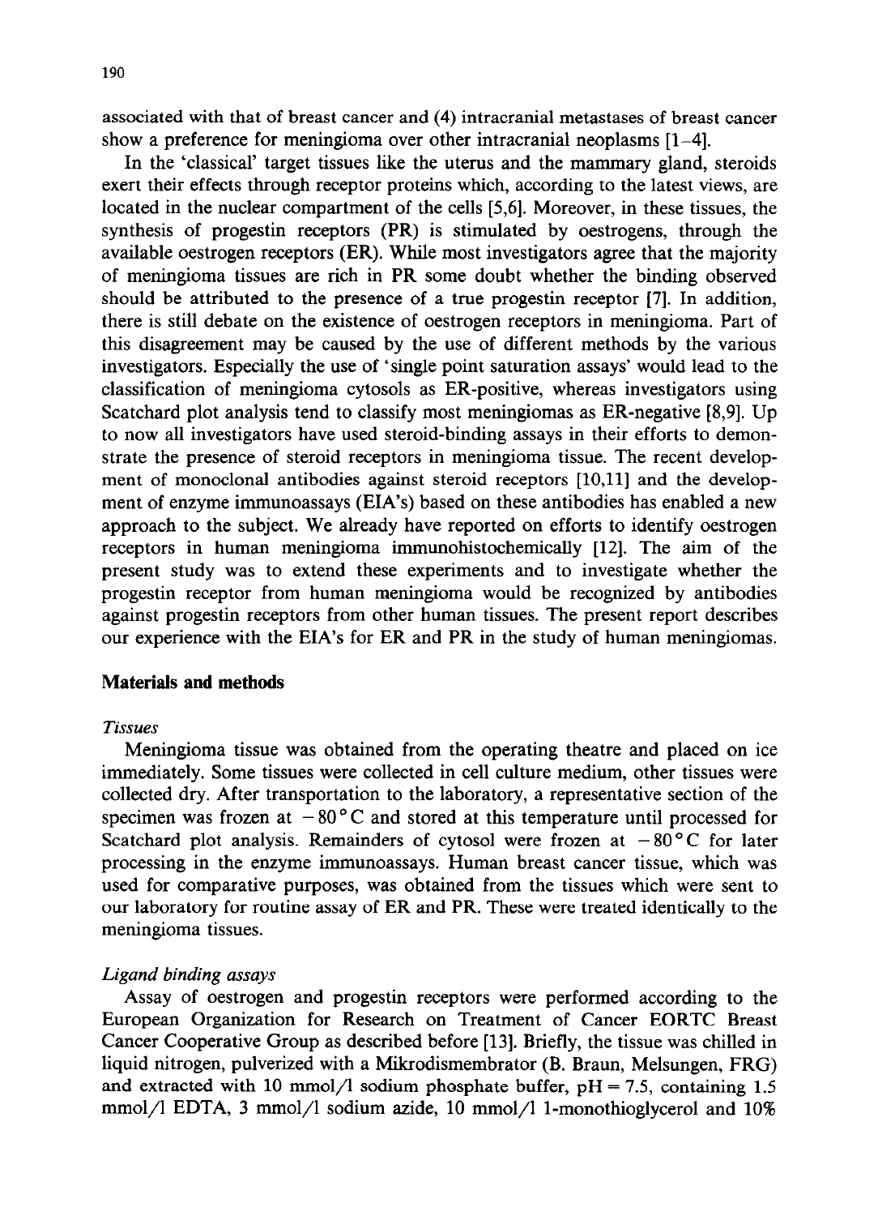associated with that of breast cancer and (4) intracranial metastases of breast cancer show a preference for meningioma over other intracranial neoplasms [1–4].

In the 'classical' target tissues like the uterus and the mammary gland, steroids exert their effects through receptor proteins which, according to the latest views, are located in the nuclear compartment of the cells [5,6]. Moreover, in these tissues, the synthesis of progestin receptors (PR) is stimulated by oestrogens, through the available oestrogen receptors (ER). While most investigators agree that the majority of meningioma tissues are rich in PR some doubt whether the binding observed should be attributed to the presence of a true progestin receptor [7]. In addition, there is still debate on the existence of oestrogen receptors in meningioma. Part of this disagreement may be caused by the use of different methods by the various investigators. Especially the use of 'single point saturation assays' would lead to the classification of meningioma cytosols as ER-positive, whereas investigators using Scatchard plot analysis tend to classify most meningiomas as ER-negative [8,9]. Up to now all investigators have used steroid-binding assays in their efforts to demonstrate the presence of steroid receptors in meningioma tissue. The recent development of monoclonal antibodies against steroid receptors [10,11] and the development of enzyme immunoassays (EIA's) based on these antibodies has enabled a new approach to the subject. We already have reported on efforts to identify oestrogen receptors in human meningioma immunohistochemically [12]. The aim of the present study was to extend these experiments and to investigate whether the progestin receptor from human meningioma would be recognized by antibodies against progestin receptors from other human tissues. The present report describes our experience with the EIA's for ER and PR in the study of human meningiomas.

## Materials and methods

### *Tissues*

Meningioma tissue was obtained from the operating theatre and placed on ice immediately. Some tissues were collected in cell culture medium, other tissues were collected dry. After transportation to the laboratory, a representative section of the specimen was frozen at $-80\,^{\circ}$C and stored at this temperature until processed for Scatchard plot analysis. Remainders of cytosol were frozen at $-80\,^{\circ}$C for later processing in the enzyme immunoassays. Human breast cancer tissue, which was used for comparative purposes, was obtained from the tissues which were sent to our laboratory for routine assay of ER and PR. These were treated identically to the meningioma tissues.

### *Ligand binding assays*

Assay of oestrogen and progestin receptors were performed according to the European Organization for Research on Treatment of Cancer EORTC Breast Cancer Cooperative Group as described before [13]. Briefly, the tissue was chilled in liquid nitrogen, pulverized with a Mikrodismembrator (B. Braun, Melsungen, FRG) and extracted with 10 mmol/l sodium phosphate buffer, pH = 7.5, containing 1.5 mmol/l EDTA, 3 mmol/l sodium azide, 10 mmol/l 1-monothioglycerol and 10%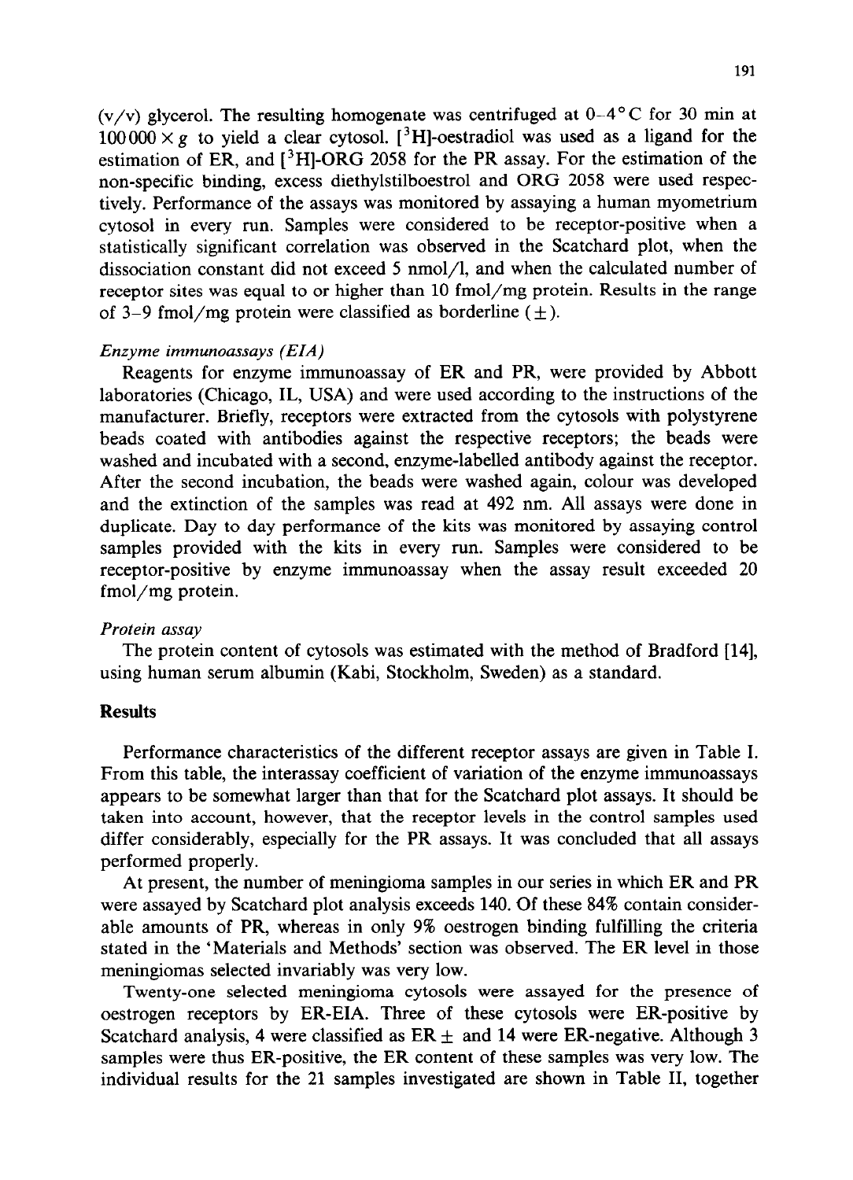(v/v) glycerol. The resulting homogenate was centrifuged at 0–4°C for 30 min at $100000 \times g$ to yield a clear cytosol. [$^3$H]-oestradiol was used as a ligand for the estimation of ER, and [$^3$H]-ORG 2058 for the PR assay. For the estimation of the non-specific binding, excess diethylstilboestrol and ORG 2058 were used respectively. Performance of the assays was monitored by assaying a human myometrium cytosol in every run. Samples were considered to be receptor-positive when a statistically significant correlation was observed in the Scatchard plot, when the dissociation constant did not exceed 5 nmol/l, and when the calculated number of receptor sites was equal to or higher than 10 fmol/mg protein. Results in the range of 3–9 fmol/mg protein were classified as borderline (±).

*Enzyme immunoassays (EIA)*

Reagents for enzyme immunoassay of ER and PR, were provided by Abbott laboratories (Chicago, IL, USA) and were used according to the instructions of the manufacturer. Briefly, receptors were extracted from the cytosols with polystyrene beads coated with antibodies against the respective receptors; the beads were washed and incubated with a second, enzyme-labelled antibody against the receptor. After the second incubation, the beads were washed again, colour was developed and the extinction of the samples was read at 492 nm. All assays were done in duplicate. Day to day performance of the kits was monitored by assaying control samples provided with the kits in every run. Samples were considered to be receptor-positive by enzyme immunoassay when the assay result exceeded 20 fmol/mg protein.

*Protein assay*

The protein content of cytosols was estimated with the method of Bradford [14], using human serum albumin (Kabi, Stockholm, Sweden) as a standard.

## Results

Performance characteristics of the different receptor assays are given in Table I. From this table, the interassay coefficient of variation of the enzyme immunoassays appears to be somewhat larger than that for the Scatchard plot assays. It should be taken into account, however, that the receptor levels in the control samples used differ considerably, especially for the PR assays. It was concluded that all assays performed properly.

At present, the number of meningioma samples in our series in which ER and PR were assayed by Scatchard plot analysis exceeds 140. Of these 84% contain considerable amounts of PR, whereas in only 9% oestrogen binding fulfilling the criteria stated in the 'Materials and Methods' section was observed. The ER level in those meningiomas selected invariably was very low.

Twenty-one selected meningioma cytosols were assayed for the presence of oestrogen receptors by ER-EIA. Three of these cytosols were ER-positive by Scatchard analysis, 4 were classified as ER ± and 14 were ER-negative. Although 3 samples were thus ER-positive, the ER content of these samples was very low. The individual results for the 21 samples investigated are shown in Table II, together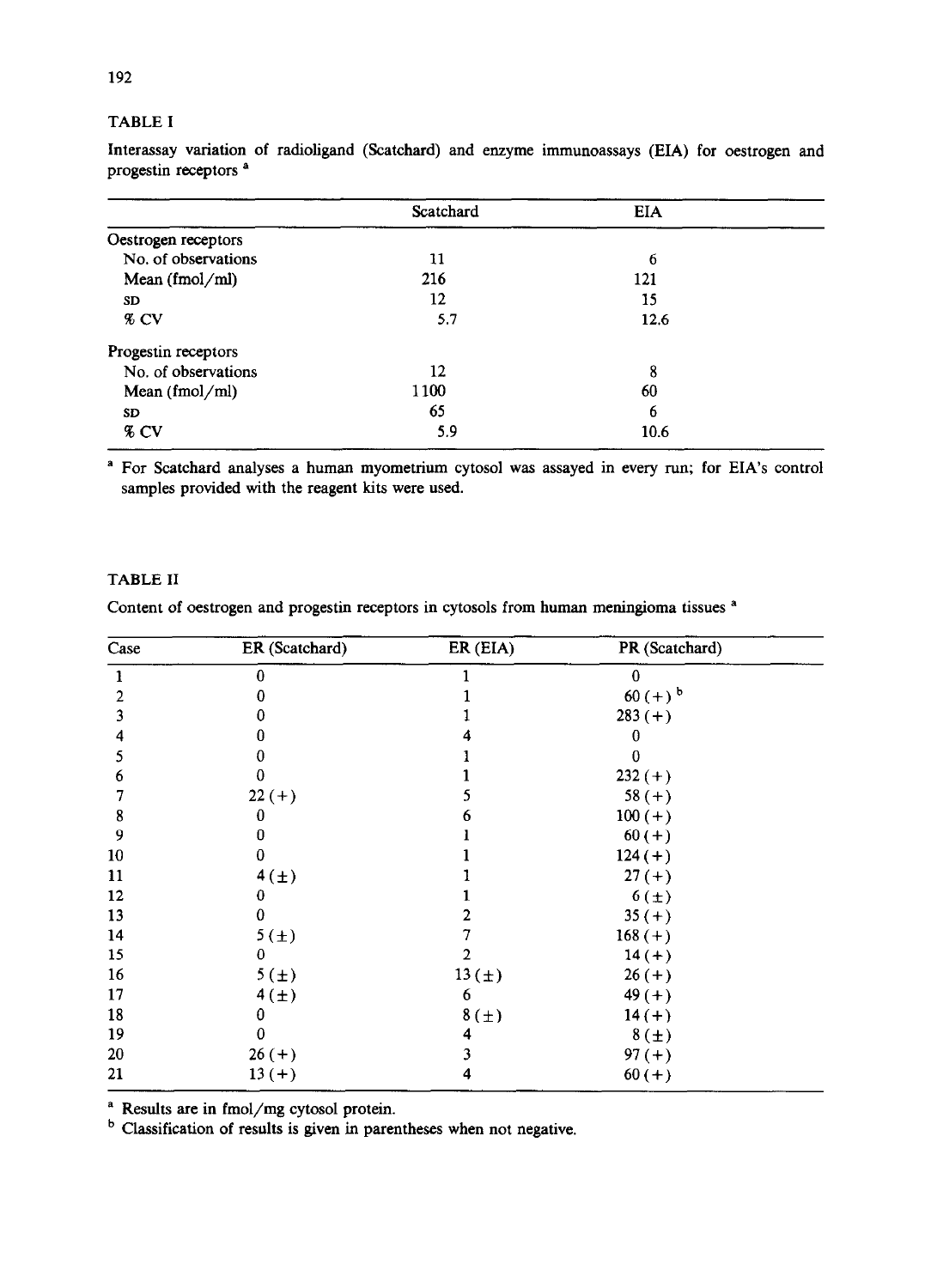TABLE I

Interassay variation of radioligand (Scatchard) and enzyme immunoassays (EIA) for oestrogen and progestin receptors [a]

| | Scatchard | EIA |
|---|---|---|
| Oestrogen receptors | | |
| No. of observations | 11 | 6 |
| Mean (fmol/ml) | 216 | 121 |
| SD | 12 | 15 |
| % CV | 5.7 | 12.6 |
| Progestin receptors | | |
| No. of observations | 12 | 8 |
| Mean (fmol/ml) | 1100 | 60 |
| SD | 65 | 6 |
| % CV | 5.9 | 10.6 |

[a] For Scatchard analyses a human myometrium cytosol was assayed in every run; for EIA's control samples provided with the reagent kits were used.

TABLE II

Content of oestrogen and progestin receptors in cytosols from human meningioma tissues [a]

| Case | ER (Scatchard) | ER (EIA) | PR (Scatchard) |
|---|---|---|---|
| 1 | 0 | 1 | 0 |
| 2 | 0 | 1 | 60 (+) [b] |
| 3 | 0 | 1 | 283 (+) |
| 4 | 0 | 4 | 0 |
| 5 | 0 | 1 | 0 |
| 6 | 0 | 1 | 232 (+) |
| 7 | 22 (+) | 5 | 58 (+) |
| 8 | 0 | 6 | 100 (+) |
| 9 | 0 | 1 | 60 (+) |
| 10 | 0 | 1 | 124 (+) |
| 11 | 4 (±) | 1 | 27 (+) |
| 12 | 0 | 1 | 6 (±) |
| 13 | 0 | 2 | 35 (+) |
| 14 | 5 (±) | 7 | 168 (+) |
| 15 | 0 | 2 | 14 (+) |
| 16 | 5 (±) | 13 (±) | 26 (+) |
| 17 | 4 (±) | 6 | 49 (+) |
| 18 | 0 | 8 (±) | 14 (+) |
| 19 | 0 | 4 | 8 (±) |
| 20 | 26 (+) | 3 | 97 (+) |
| 21 | 13 (+) | 4 | 60 (+) |

[a] Results are in fmol/mg cytosol protein.

[b] Classification of results is given in parentheses when not negative.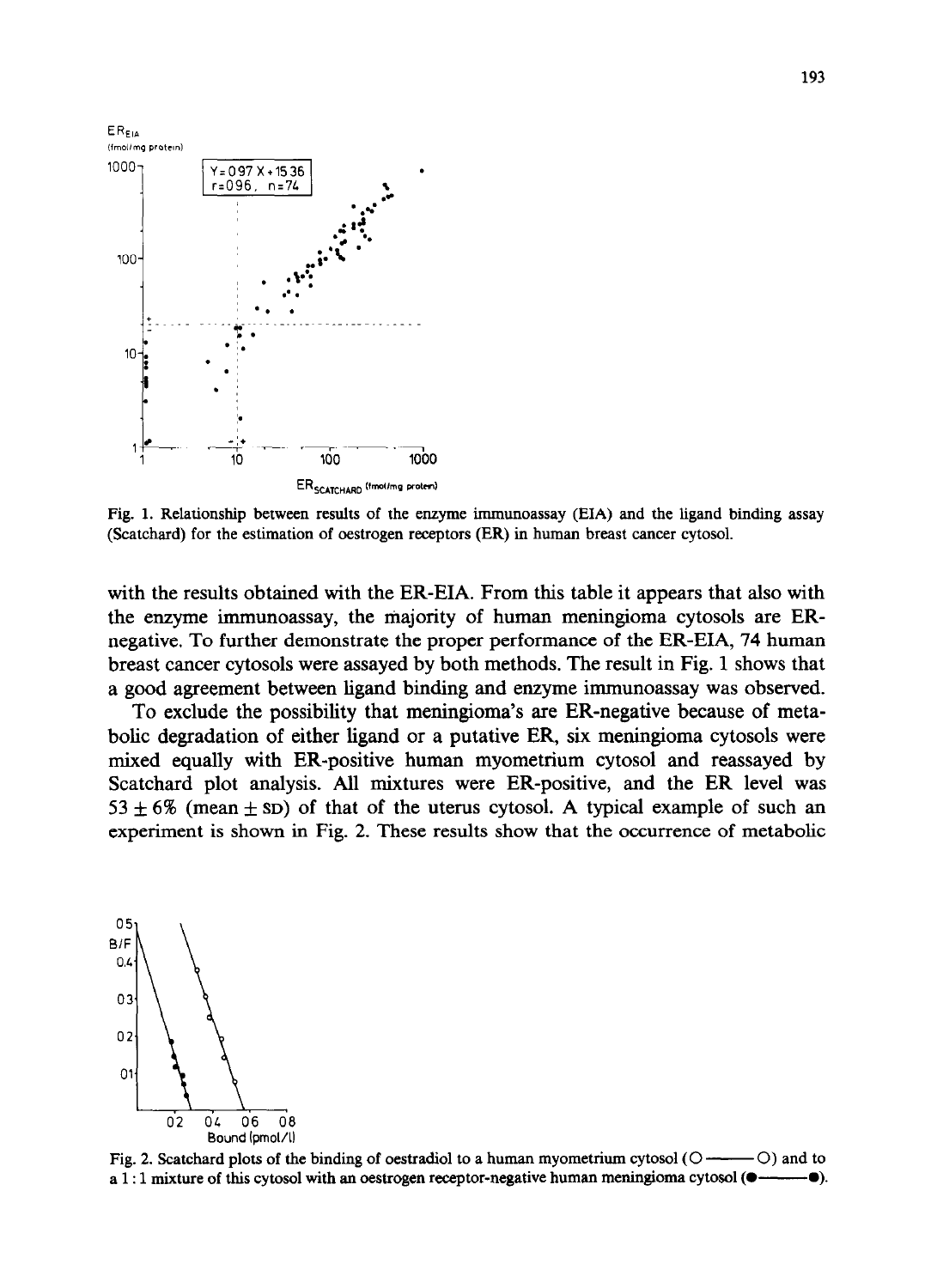Fig. 1. Relationship between results of the enzyme immunoassay (EIA) and the ligand binding assay (Scatchard) for the estimation of oestrogen receptors (ER) in human breast cancer cytosol.

with the results obtained with the ER-EIA. From this table it appears that also with the enzyme immunoassay, the majority of human meningioma cytosols are ER-negative. To further demonstrate the proper performance of the ER-EIA, 74 human breast cancer cytosols were assayed by both methods. The result in Fig. 1 shows that a good agreement between ligand binding and enzyme immunoassay was observed.

To exclude the possibility that meningioma's are ER-negative because of metabolic degradation of either ligand or a putative ER, six meningioma cytosols were mixed equally with ER-positive human myometrium cytosol and reassayed by Scatchard plot analysis. All mixtures were ER-positive, and the ER level was $53 \pm 6\%$ (mean $\pm$ SD) of that of the uterus cytosol. A typical example of such an experiment is shown in Fig. 2. These results show that the occurrence of metabolic

Fig. 2. Scatchard plots of the binding of oestradiol to a human myometrium cytosol (○——○) and to a 1 : 1 mixture of this cytosol with an oestrogen receptor-negative human meningioma cytosol (●——●).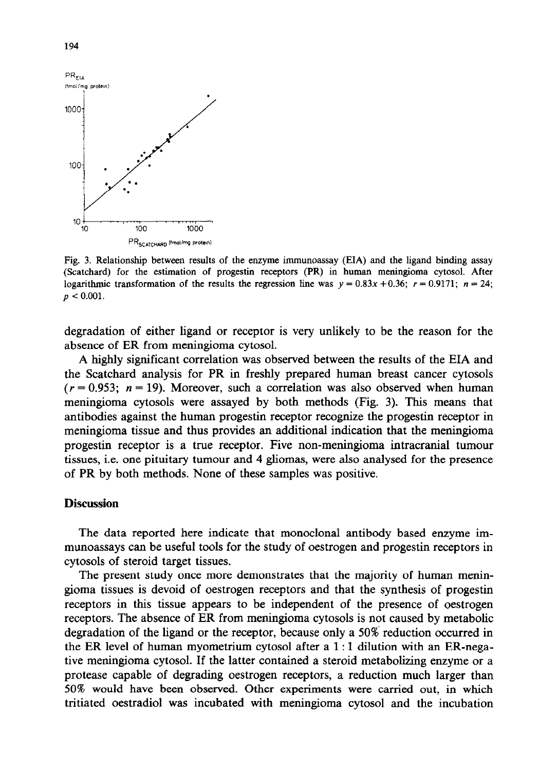Fig. 3. Relationship between results of the enzyme immunoassay (EIA) and the ligand binding assay (Scatchard) for the estimation of progestin receptors (PR) in human meningioma cytosol. After logarithmic transformation of the results the regression line was $y = 0.83x + 0.36$; $r = 0.9171$; $n = 24$; $p < 0.001$.

degradation of either ligand or receptor is very unlikely to be the reason for the absence of ER from meningioma cytosol.

A highly significant correlation was observed between the results of the EIA and the Scatchard analysis for PR in freshly prepared human breast cancer cytosols ($r = 0.953$; $n = 19$). Moreover, such a correlation was also observed when human meningioma cytosols were assayed by both methods (Fig. 3). This means that antibodies against the human progestin receptor recognize the progestin receptor in meningioma tissue and thus provides an additional indication that the meningioma progestin receptor is a true receptor. Five non-meningioma intracranial tumour tissues, i.e. one pituitary tumour and 4 gliomas, were also analysed for the presence of PR by both methods. None of these samples was positive.

## Discussion

The data reported here indicate that monoclonal antibody based enzyme immunoassays can be useful tools for the study of oestrogen and progestin receptors in cytosols of steroid target tissues.

The present study once more demonstrates that the majority of human meningioma tissues is devoid of oestrogen receptors and that the synthesis of progestin receptors in this tissue appears to be independent of the presence of oestrogen receptors. The absence of ER from meningioma cytosols is not caused by metabolic degradation of the ligand or the receptor, because only a 50% reduction occurred in the ER level of human myometrium cytosol after a 1 : 1 dilution with an ER-negative meningioma cytosol. If the latter contained a steroid metabolizing enzyme or a protease capable of degrading oestrogen receptors, a reduction much larger than 50% would have been observed. Other experiments were carried out, in which tritiated oestradiol was incubated with meningioma cytosol and the incubation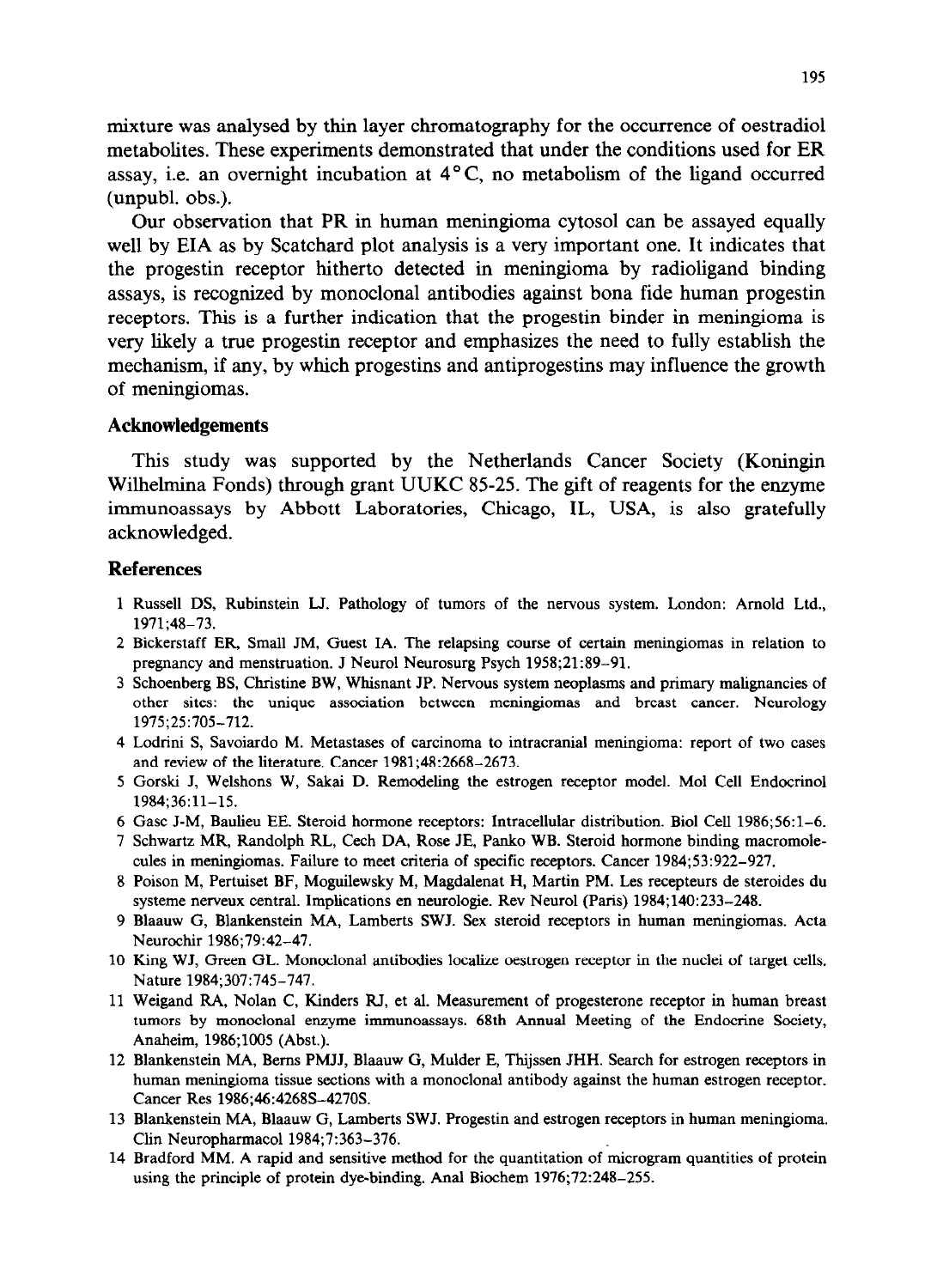mixture was analysed by thin layer chromatography for the occurrence of oestradiol metabolites. These experiments demonstrated that under the conditions used for ER assay, i.e. an overnight incubation at 4°C, no metabolism of the ligand occurred (unpubl. obs.).

Our observation that PR in human meningioma cytosol can be assayed equally well by EIA as by Scatchard plot analysis is a very important one. It indicates that the progestin receptor hitherto detected in meningioma by radioligand binding assays, is recognized by monoclonal antibodies against bona fide human progestin receptors. This is a further indication that the progestin binder in meningioma is very likely a true progestin receptor and emphasizes the need to fully establish the mechanism, if any, by which progestins and antiprogestins may influence the growth of meningiomas.

## Acknowledgements

This study was supported by the Netherlands Cancer Society (Koningin Wilhelmina Fonds) through grant UUKC 85-25. The gift of reagents for the enzyme immunoassays by Abbott Laboratories, Chicago, IL, USA, is also gratefully acknowledged.

## References

1 Russell DS, Rubinstein LJ. Pathology of tumors of the nervous system. London: Arnold Ltd., 1971;48–73.

2 Bickerstaff ER, Small JM, Guest IA. The relapsing course of certain meningiomas in relation to pregnancy and menstruation. J Neurol Neurosurg Psych 1958;21:89–91.

3 Schoenberg BS, Christine BW, Whisnant JP. Nervous system neoplasms and primary malignancies of other sites: the unique association between meningiomas and breast cancer. Neurology 1975;25:705–712.

4 Lodrini S, Savoiardo M. Metastases of carcinoma to intracranial meningioma: report of two cases and review of the literature. Cancer 1981;48:2668–2673.

5 Gorski J, Welshons W, Sakai D. Remodeling the estrogen receptor model. Mol Cell Endocrinol 1984;36:11–15.

6 Gasc J-M, Baulieu EE. Steroid hormone receptors: Intracellular distribution. Biol Cell 1986;56:1–6.

7 Schwartz MR, Randolph RL, Cech DA, Rose JE, Panko WB. Steroid hormone binding macromolecules in meningiomas. Failure to meet criteria of specific receptors. Cancer 1984;53:922–927.

8 Poison M, Pertuiset BF, Moguilewsky M, Magdalenat H, Martin PM. Les recepteurs de steroides du systeme nerveux central. Implications en neurologie. Rev Neurol (Paris) 1984;140:233–248.

9 Blaauw G, Blankenstein MA, Lamberts SWJ. Sex steroid receptors in human meningiomas. Acta Neurochir 1986;79:42–47.

10 King WJ, Green GL. Monoclonal antibodies localize oestrogen receptor in the nuclei of target cells. Nature 1984;307:745–747.

11 Weigand RA, Nolan C, Kinders RJ, et al. Measurement of progesterone receptor in human breast tumors by monoclonal enzyme immunoassays. 68th Annual Meeting of the Endocrine Society, Anaheim, 1986;1005 (Abst.).

12 Blankenstein MA, Berns PMJJ, Blaauw G, Mulder E, Thijssen JHH. Search for estrogen receptors in human meningioma tissue sections with a monoclonal antibody against the human estrogen receptor. Cancer Res 1986;46:4268S–4270S.

13 Blankenstein MA, Blaauw G, Lamberts SWJ. Progestin and estrogen receptors in human meningioma. Clin Neuropharmacol 1984;7:363–376.

14 Bradford MM. A rapid and sensitive method for the quantitation of microgram quantities of protein using the principle of protein dye-binding. Anal Biochem 1976;72:248–255.